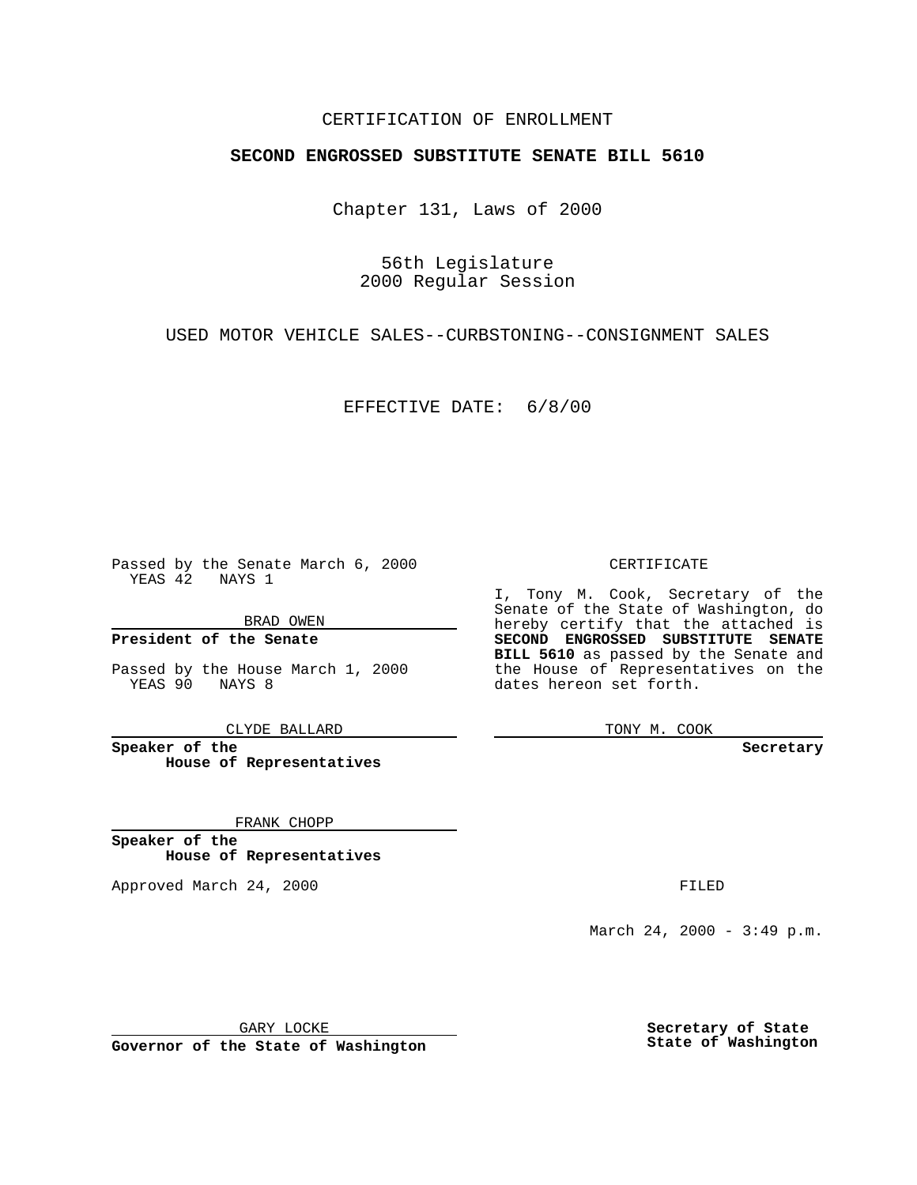CERTIFICATION OF ENROLLMENT

**SECOND ENGROSSED SUBSTITUTE SENATE BILL 5610**

Chapter 131, Laws of 2000

56th Legislature
2000 Regular Session

USED MOTOR VEHICLE SALES--CURBSTONING--CONSIGNMENT SALES

EFFECTIVE DATE: 6/8/00

Passed by the Senate March 6, 2000
YEAS 42 NAYS 1

BRAD OWEN

**President of the Senate**

Passed by the House March 1, 2000
YEAS 90 NAYS 8

CLYDE BALLARD

**Speaker of the House of Representatives**

FRANK CHOPP

**Speaker of the House of Representatives**

Approved March 24, 2000

GARY LOCKE

**Governor of the State of Washington**

CERTIFICATE

I, Tony M. Cook, Secretary of the Senate of the State of Washington, do hereby certify that the attached is **SECOND ENGROSSED SUBSTITUTE SENATE BILL 5610** as passed by the Senate and the House of Representatives on the dates hereon set forth.

TONY M. COOK

**Secretary**

FILED

March 24, 2000 - 3:49 p.m.

**Secretary of State State of Washington**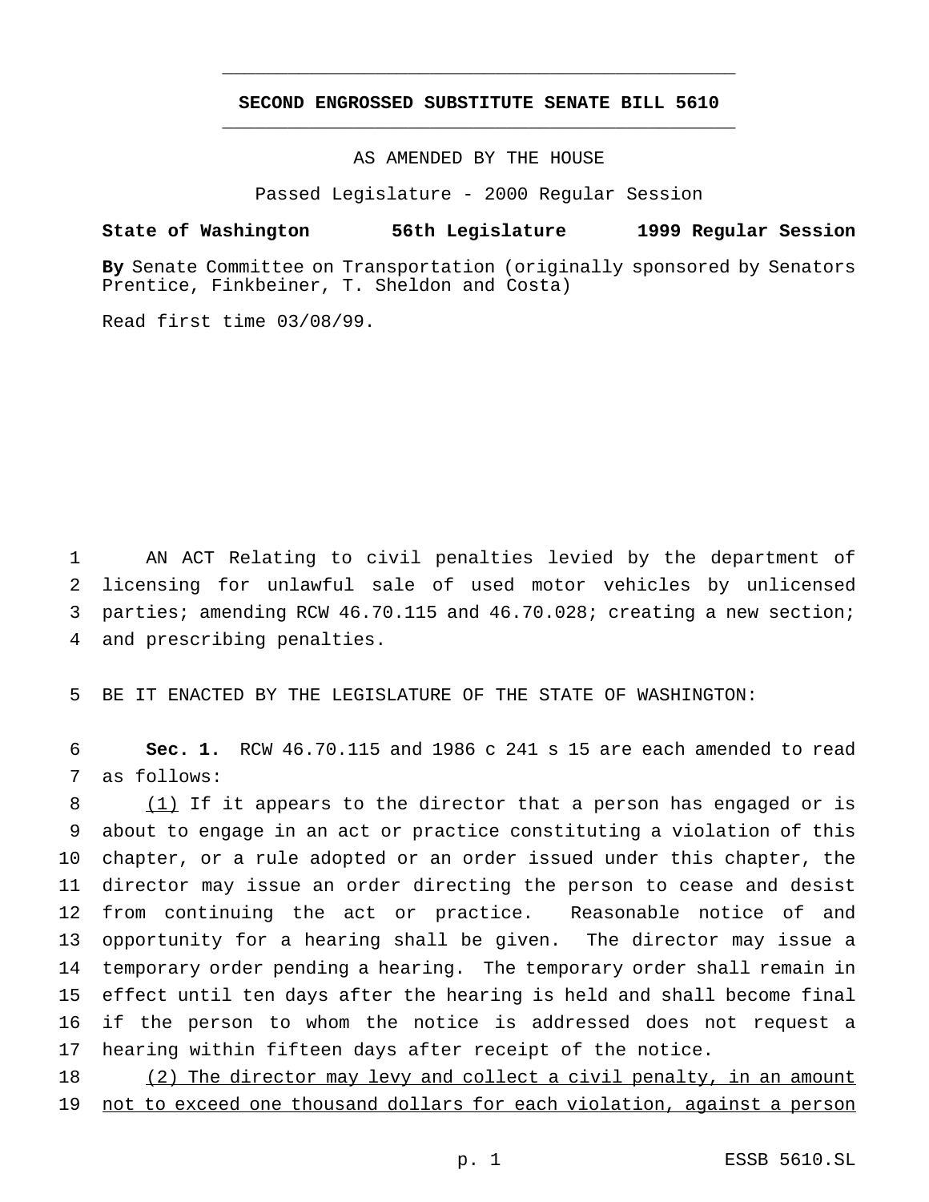**SECOND ENGROSSED SUBSTITUTE SENATE BILL 5610**

AS AMENDED BY THE HOUSE

Passed Legislature - 2000 Regular Session

**State of Washington 56th Legislature 1999 Regular Session**

**By** Senate Committee on Transportation (originally sponsored by Senators Prentice, Finkbeiner, T. Sheldon and Costa)

Read first time 03/08/99.

AN ACT Relating to civil penalties levied by the department of licensing for unlawful sale of used motor vehicles by unlicensed parties; amending RCW 46.70.115 and 46.70.028; creating a new section; and prescribing penalties.

BE IT ENACTED BY THE LEGISLATURE OF THE STATE OF WASHINGTON:

**Sec. 1.** RCW 46.70.115 and 1986 c 241 s 15 are each amended to read as follows:

<u>(1)</u> If it appears to the director that a person has engaged or is about to engage in an act or practice constituting a violation of this chapter, or a rule adopted or an order issued under this chapter, the director may issue an order directing the person to cease and desist from continuing the act or practice. Reasonable notice of and opportunity for a hearing shall be given. The director may issue a temporary order pending a hearing. The temporary order shall remain in effect until ten days after the hearing is held and shall become final if the person to whom the notice is addressed does not request a hearing within fifteen days after receipt of the notice.

<u>(2) The director may levy and collect a civil penalty, in an amount not to exceed one thousand dollars for each violation, against a person</u>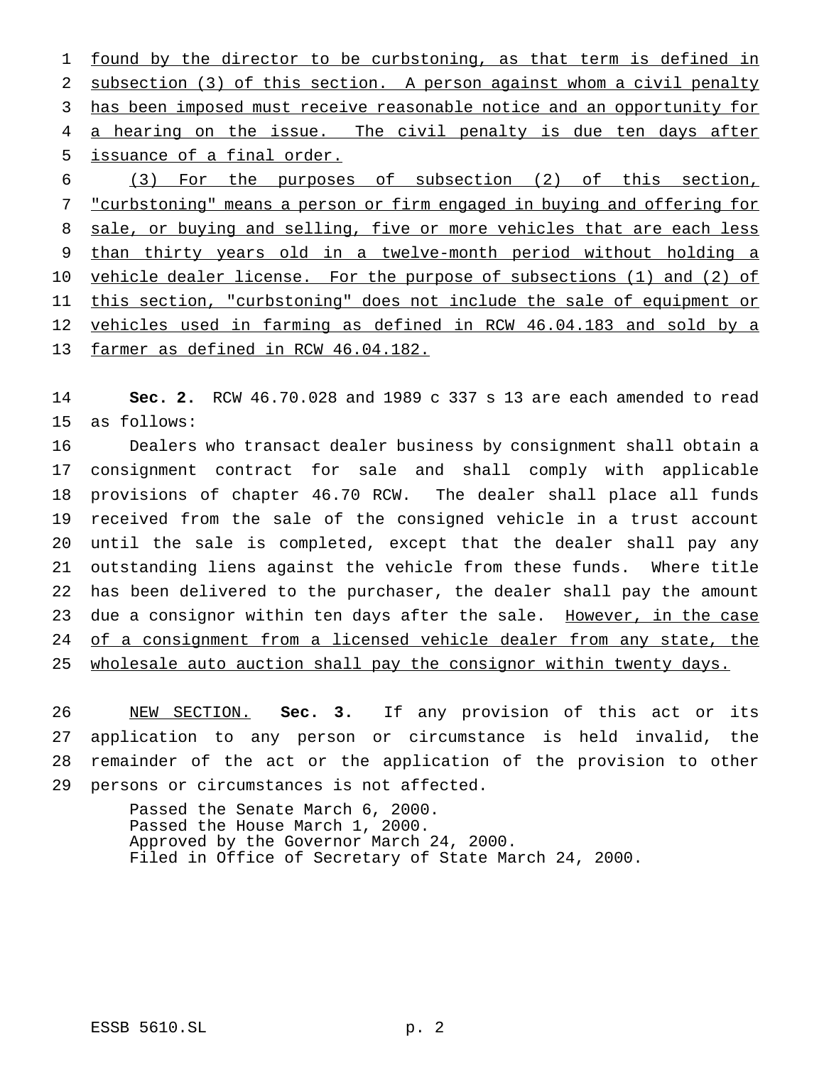found by the director to be curbstoning, as that term is defined in subsection (3) of this section. A person against whom a civil penalty has been imposed must receive reasonable notice and an opportunity for a hearing on the issue. The civil penalty is due ten days after issuance of a final order.

(3) For the purposes of subsection (2) of this section, "curbstoning" means a person or firm engaged in buying and offering for sale, or buying and selling, five or more vehicles that are each less than thirty years old in a twelve-month period without holding a vehicle dealer license. For the purpose of subsections (1) and (2) of this section, "curbstoning" does not include the sale of equipment or vehicles used in farming as defined in RCW 46.04.183 and sold by a farmer as defined in RCW 46.04.182.

**Sec. 2.** RCW 46.70.028 and 1989 c 337 s 13 are each amended to read as follows:

Dealers who transact dealer business by consignment shall obtain a consignment contract for sale and shall comply with applicable provisions of chapter 46.70 RCW. The dealer shall place all funds received from the sale of the consigned vehicle in a trust account until the sale is completed, except that the dealer shall pay any outstanding liens against the vehicle from these funds. Where title has been delivered to the purchaser, the dealer shall pay the amount due a consignor within ten days after the sale. However, in the case of a consignment from a licensed vehicle dealer from any state, the wholesale auto auction shall pay the consignor within twenty days.

NEW SECTION. **Sec. 3.** If any provision of this act or its application to any person or circumstance is held invalid, the remainder of the act or the application of the provision to other persons or circumstances is not affected.

Passed the Senate March 6, 2000.
Passed the House March 1, 2000.
Approved by the Governor March 24, 2000.
Filed in Office of Secretary of State March 24, 2000.